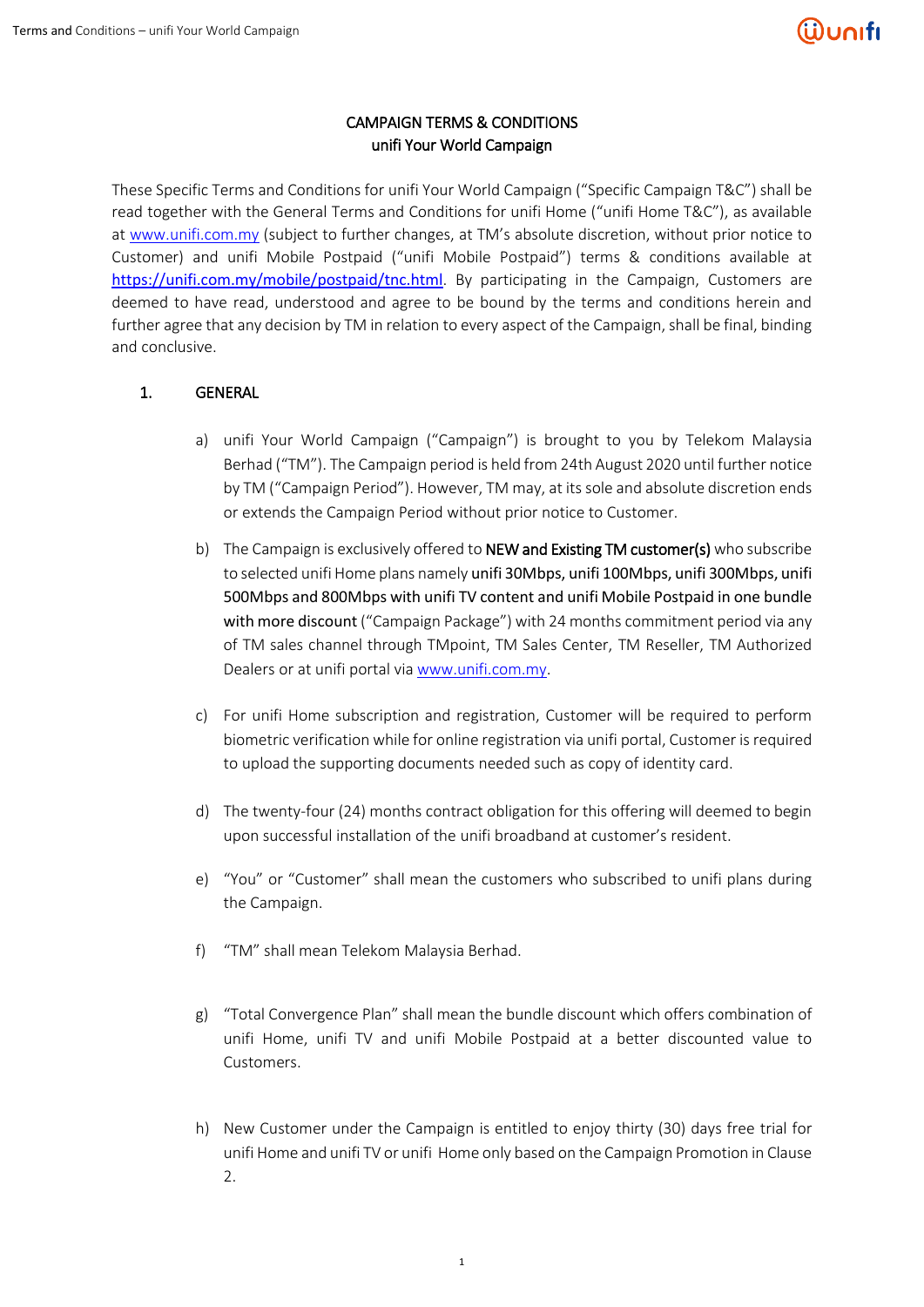# CAMPAIGN TERMS & CONDITIONS
## unifi Your World Campaign

These Specific Terms and Conditions for unifi Your World Campaign ("Specific Campaign T&C") shall be read together with the General Terms and Conditions for unifi Home ("unifi Home T&C"), as available at www.unifi.com.my (subject to further changes, at TM's absolute discretion, without prior notice to Customer) and unifi Mobile Postpaid ("unifi Mobile Postpaid") terms & conditions available at https://unifi.com.my/mobile/postpaid/tnc.html. By participating in the Campaign, Customers are deemed to have read, understood and agree to be bound by the terms and conditions herein and further agree that any decision by TM in relation to every aspect of the Campaign, shall be final, binding and conclusive.

### 1. GENERAL

a) unifi Your World Campaign ("Campaign") is brought to you by Telekom Malaysia Berhad ("TM"). The Campaign period is held from 24th August 2020 until further notice by TM ("Campaign Period"). However, TM may, at its sole and absolute discretion ends or extends the Campaign Period without prior notice to Customer.

b) The Campaign is exclusively offered to **NEW and Existing TM customer(s)** who subscribe to selected unifi Home plans namely **unifi 30Mbps, unifi 100Mbps, unifi 300Mbps, unifi 500Mbps and 800Mbps with unifi TV content and unifi Mobile Postpaid in one bundle with more discount** ("Campaign Package") with 24 months commitment period via any of TM sales channel through TMpoint, TM Sales Center, TM Reseller, TM Authorized Dealers or at unifi portal via www.unifi.com.my.

c) For unifi Home subscription and registration, Customer will be required to perform biometric verification while for online registration via unifi portal, Customer is required to upload the supporting documents needed such as copy of identity card.

d) The twenty-four (24) months contract obligation for this offering will deemed to begin upon successful installation of the unifi broadband at customer's resident.

e) "You" or "Customer" shall mean the customers who subscribed to unifi plans during the Campaign.

f) "TM" shall mean Telekom Malaysia Berhad.

g) "Total Convergence Plan" shall mean the bundle discount which offers combination of unifi Home, unifi TV and unifi Mobile Postpaid at a better discounted value to Customers.

h) New Customer under the Campaign is entitled to enjoy thirty (30) days free trial for unifi Home and unifi TV or unifi Home only based on the Campaign Promotion in Clause 2.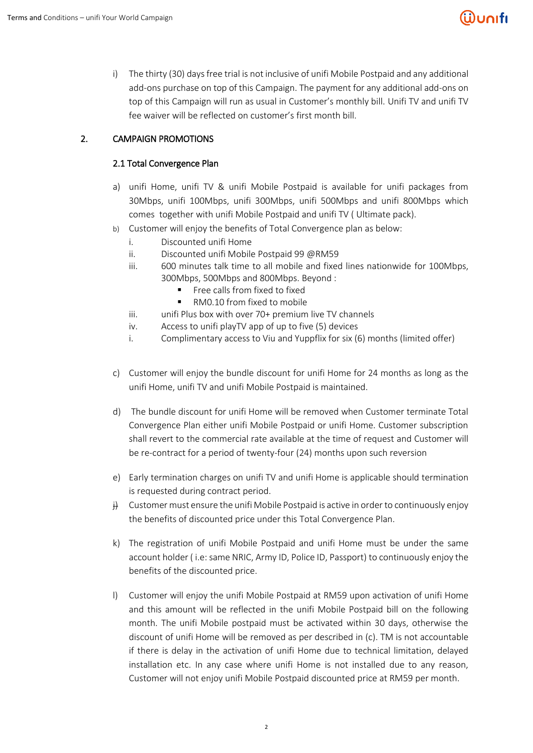i) The thirty (30) days free trial is not inclusive of unifi Mobile Postpaid and any additional add-ons purchase on top of this Campaign. The payment for any additional add-ons on top of this Campaign will run as usual in Customer's monthly bill. Unifi TV and unifi TV fee waiver will be reflected on customer's first month bill.

## 2. CAMPAIGN PROMOTIONS

### 2.1 Total Convergence Plan

a) unifi Home, unifi TV & unifi Mobile Postpaid is available for unifi packages from 30Mbps, unifi 100Mbps, unifi 300Mbps, unifi 500Mbps and unifi 800Mbps which comes together with unifi Mobile Postpaid and unifi TV ( Ultimate pack).

b) Customer will enjoy the benefits of Total Convergence plan as below:
   - i. Discounted unifi Home
   - ii. Discounted unifi Mobile Postpaid 99 @RM59
   - iii. 600 minutes talk time to all mobile and fixed lines nationwide for 100Mbps, 300Mbps, 500Mbps and 800Mbps. Beyond :
     - Free calls from fixed to fixed
     - RM0.10 from fixed to mobile
   - iii. unifi Plus box with over 70+ premium live TV channels
   - iv. Access to unifi playTV app of up to five (5) devices
   - i. Complimentary access to Viu and Yuppflix for six (6) months (limited offer)

c) Customer will enjoy the bundle discount for unifi Home for 24 months as long as the unifi Home, unifi TV and unifi Mobile Postpaid is maintained.

d) The bundle discount for unifi Home will be removed when Customer terminate Total Convergence Plan either unifi Mobile Postpaid or unifi Home. Customer subscription shall revert to the commercial rate available at the time of request and Customer will be re-contract for a period of twenty-four (24) months upon such reversion

e) Early termination charges on unifi TV and unifi Home is applicable should termination is requested during contract period.

j) Customer must ensure the unifi Mobile Postpaid is active in order to continuously enjoy the benefits of discounted price under this Total Convergence Plan.

k) The registration of unifi Mobile Postpaid and unifi Home must be under the same account holder ( i.e: same NRIC, Army ID, Police ID, Passport) to continuously enjoy the benefits of the discounted price.

l) Customer will enjoy the unifi Mobile Postpaid at RM59 upon activation of unifi Home and this amount will be reflected in the unifi Mobile Postpaid bill on the following month. The unifi Mobile postpaid must be activated within 30 days, otherwise the discount of unifi Home will be removed as per described in (c). TM is not accountable if there is delay in the activation of unifi Home due to technical limitation, delayed installation etc. In any case where unifi Home is not installed due to any reason, Customer will not enjoy unifi Mobile Postpaid discounted price at RM59 per month.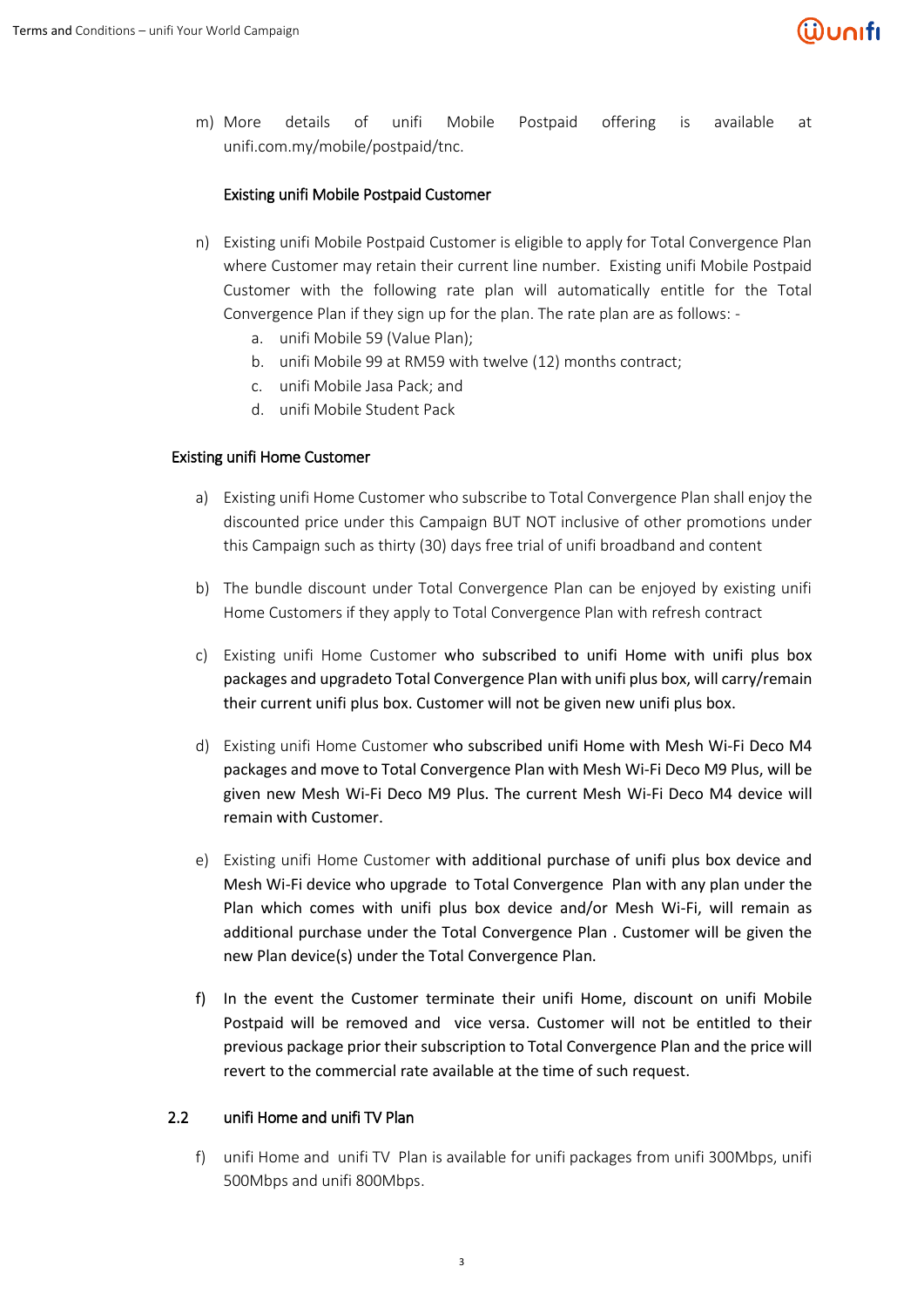m) More details of unifi Mobile Postpaid offering is available at unifi.com.my/mobile/postpaid/tnc.

#### Existing unifi Mobile Postpaid Customer

n) Existing unifi Mobile Postpaid Customer is eligible to apply for Total Convergence Plan where Customer may retain their current line number. Existing unifi Mobile Postpaid Customer with the following rate plan will automatically entitle for the Total Convergence Plan if they sign up for the plan. The rate plan are as follows: -
   a. unifi Mobile 59 (Value Plan);
   b. unifi Mobile 99 at RM59 with twelve (12) months contract;
   c. unifi Mobile Jasa Pack; and
   d. unifi Mobile Student Pack

### Existing unifi Home Customer

a) Existing unifi Home Customer who subscribe to Total Convergence Plan shall enjoy the discounted price under this Campaign BUT NOT inclusive of other promotions under this Campaign such as thirty (30) days free trial of unifi broadband and content

b) The bundle discount under Total Convergence Plan can be enjoyed by existing unifi Home Customers if they apply to Total Convergence Plan with refresh contract

c) Existing unifi Home Customer who subscribed to unifi Home with unifi plus box packages and upgradeto Total Convergence Plan with unifi plus box, will carry/remain their current unifi plus box. Customer will not be given new unifi plus box.

d) Existing unifi Home Customer who subscribed unifi Home with Mesh Wi-Fi Deco M4 packages and move to Total Convergence Plan with Mesh Wi-Fi Deco M9 Plus, will be given new Mesh Wi-Fi Deco M9 Plus. The current Mesh Wi-Fi Deco M4 device will remain with Customer.

e) Existing unifi Home Customer with additional purchase of unifi plus box device and Mesh Wi-Fi device who upgrade to Total Convergence Plan with any plan under the Plan which comes with unifi plus box device and/or Mesh Wi-Fi, will remain as additional purchase under the Total Convergence Plan . Customer will be given the new Plan device(s) under the Total Convergence Plan.

f) In the event the Customer terminate their unifi Home, discount on unifi Mobile Postpaid will be removed and vice versa. Customer will not be entitled to their previous package prior their subscription to Total Convergence Plan and the price will revert to the commercial rate available at the time of such request.

## 2.2 unifi Home and unifi TV Plan

f) unifi Home and unifi TV Plan is available for unifi packages from unifi 300Mbps, unifi 500Mbps and unifi 800Mbps.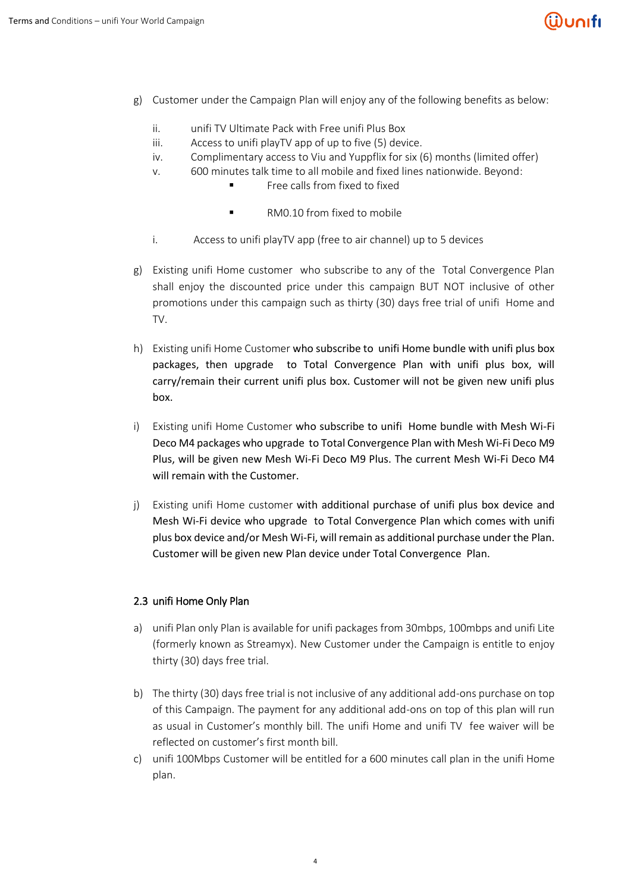g) Customer under the Campaign Plan will enjoy any of the following benefits as below:

   ii. unifi TV Ultimate Pack with Free unifi Plus Box
   iii. Access to unifi playTV app of up to five (5) device.
   iv. Complimentary access to Viu and Yuppflix for six (6) months (limited offer)
   v. 600 minutes talk time to all mobile and fixed lines nationwide. Beyond:
      - Free calls from fixed to fixed
      - RM0.10 from fixed to mobile

   i. Access to unifi playTV app (free to air channel) up to 5 devices

g) Existing unifi Home customer who subscribe to any of the Total Convergence Plan shall enjoy the discounted price under this campaign BUT NOT inclusive of other promotions under this campaign such as thirty (30) days free trial of unifi Home and TV.

h) Existing unifi Home Customer who subscribe to unifi Home bundle with unifi plus box packages, then upgrade to Total Convergence Plan with unifi plus box, will carry/remain their current unifi plus box. Customer will not be given new unifi plus box.

i) Existing unifi Home Customer who subscribe to unifi Home bundle with Mesh Wi-Fi Deco M4 packages who upgrade to Total Convergence Plan with Mesh Wi-Fi Deco M9 Plus, will be given new Mesh Wi-Fi Deco M9 Plus. The current Mesh Wi-Fi Deco M4 will remain with the Customer.

j) Existing unifi Home customer with additional purchase of unifi plus box device and Mesh Wi-Fi device who upgrade to Total Convergence Plan which comes with unifi plus box device and/or Mesh Wi-Fi, will remain as additional purchase under the Plan. Customer will be given new Plan device under Total Convergence Plan.

## 2.3 unifi Home Only Plan

a) unifi Plan only Plan is available for unifi packages from 30mbps, 100mbps and unifi Lite (formerly known as Streamyx). New Customer under the Campaign is entitle to enjoy thirty (30) days free trial.

b) The thirty (30) days free trial is not inclusive of any additional add-ons purchase on top of this Campaign. The payment for any additional add-ons on top of this plan will run as usual in Customer's monthly bill. The unifi Home and unifi TV fee waiver will be reflected on customer's first month bill.

c) unifi 100Mbps Customer will be entitled for a 600 minutes call plan in the unifi Home plan.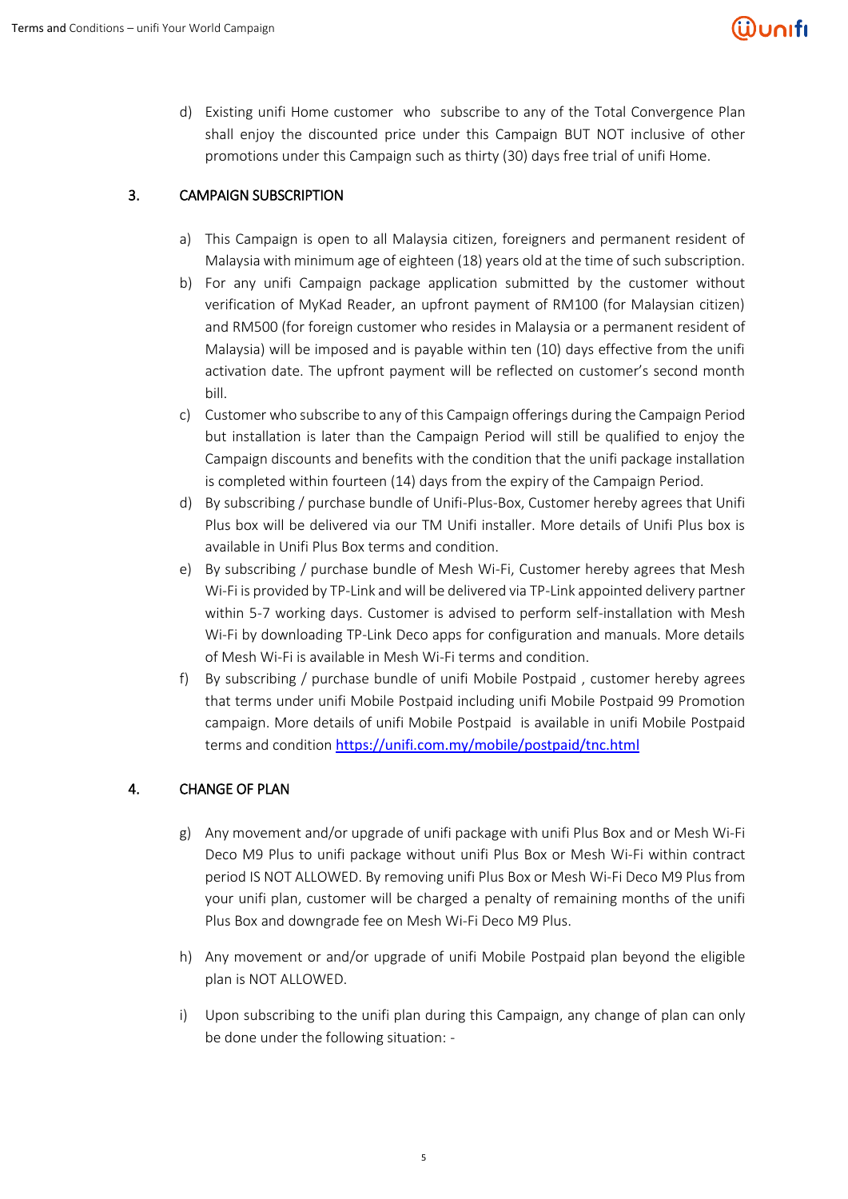d) Existing unifi Home customer who subscribe to any of the Total Convergence Plan shall enjoy the discounted price under this Campaign BUT NOT inclusive of other promotions under this Campaign such as thirty (30) days free trial of unifi Home.

## 3. CAMPAIGN SUBSCRIPTION

a) This Campaign is open to all Malaysia citizen, foreigners and permanent resident of Malaysia with minimum age of eighteen (18) years old at the time of such subscription.

b) For any unifi Campaign package application submitted by the customer without verification of MyKad Reader, an upfront payment of RM100 (for Malaysian citizen) and RM500 (for foreign customer who resides in Malaysia or a permanent resident of Malaysia) will be imposed and is payable within ten (10) days effective from the unifi activation date. The upfront payment will be reflected on customer's second month bill.

c) Customer who subscribe to any of this Campaign offerings during the Campaign Period but installation is later than the Campaign Period will still be qualified to enjoy the Campaign discounts and benefits with the condition that the unifi package installation is completed within fourteen (14) days from the expiry of the Campaign Period.

d) By subscribing / purchase bundle of Unifi-Plus-Box, Customer hereby agrees that Unifi Plus box will be delivered via our TM Unifi installer. More details of Unifi Plus box is available in Unifi Plus Box terms and condition.

e) By subscribing / purchase bundle of Mesh Wi-Fi, Customer hereby agrees that Mesh Wi-Fi is provided by TP-Link and will be delivered via TP-Link appointed delivery partner within 5-7 working days. Customer is advised to perform self-installation with Mesh Wi-Fi by downloading TP-Link Deco apps for configuration and manuals. More details of Mesh Wi-Fi is available in Mesh Wi-Fi terms and condition.

f) By subscribing / purchase bundle of unifi Mobile Postpaid , customer hereby agrees that terms under unifi Mobile Postpaid including unifi Mobile Postpaid 99 Promotion campaign. More details of unifi Mobile Postpaid is available in unifi Mobile Postpaid terms and condition [https://unifi.com.my/mobile/postpaid/tnc.html](https://unifi.com.my/mobile/postpaid/tnc.html)

## 4. CHANGE OF PLAN

g) Any movement and/or upgrade of unifi package with unifi Plus Box and or Mesh Wi-Fi Deco M9 Plus to unifi package without unifi Plus Box or Mesh Wi-Fi within contract period IS NOT ALLOWED. By removing unifi Plus Box or Mesh Wi-Fi Deco M9 Plus from your unifi plan, customer will be charged a penalty of remaining months of the unifi Plus Box and downgrade fee on Mesh Wi-Fi Deco M9 Plus.

h) Any movement or and/or upgrade of unifi Mobile Postpaid plan beyond the eligible plan is NOT ALLOWED.

i) Upon subscribing to the unifi plan during this Campaign, any change of plan can only be done under the following situation: -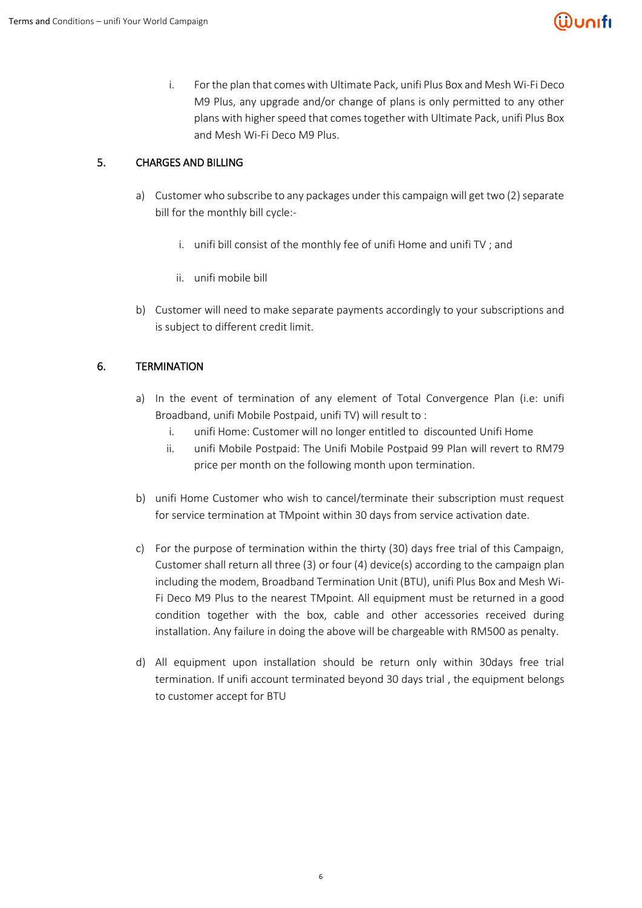i. For the plan that comes with Ultimate Pack, unifi Plus Box and Mesh Wi-Fi Deco M9 Plus, any upgrade and/or change of plans is only permitted to any other plans with higher speed that comes together with Ultimate Pack, unifi Plus Box and Mesh Wi-Fi Deco M9 Plus.

## 5. CHARGES AND BILLING

a) Customer who subscribe to any packages under this campaign will get two (2) separate bill for the monthly bill cycle:-

   i. unifi bill consist of the monthly fee of unifi Home and unifi TV ; and

   ii. unifi mobile bill

b) Customer will need to make separate payments accordingly to your subscriptions and is subject to different credit limit.

## 6. TERMINATION

a) In the event of termination of any element of Total Convergence Plan (i.e: unifi Broadband, unifi Mobile Postpaid, unifi TV) will result to :

   i. unifi Home: Customer will no longer entitled to discounted Unifi Home

   ii. unifi Mobile Postpaid: The Unifi Mobile Postpaid 99 Plan will revert to RM79 price per month on the following month upon termination.

b) unifi Home Customer who wish to cancel/terminate their subscription must request for service termination at TMpoint within 30 days from service activation date.

c) For the purpose of termination within the thirty (30) days free trial of this Campaign, Customer shall return all three (3) or four (4) device(s) according to the campaign plan including the modem, Broadband Termination Unit (BTU), unifi Plus Box and Mesh Wi-Fi Deco M9 Plus to the nearest TMpoint. All equipment must be returned in a good condition together with the box, cable and other accessories received during installation. Any failure in doing the above will be chargeable with RM500 as penalty.

d) All equipment upon installation should be return only within 30days free trial termination. If unifi account terminated beyond 30 days trial , the equipment belongs to customer accept for BTU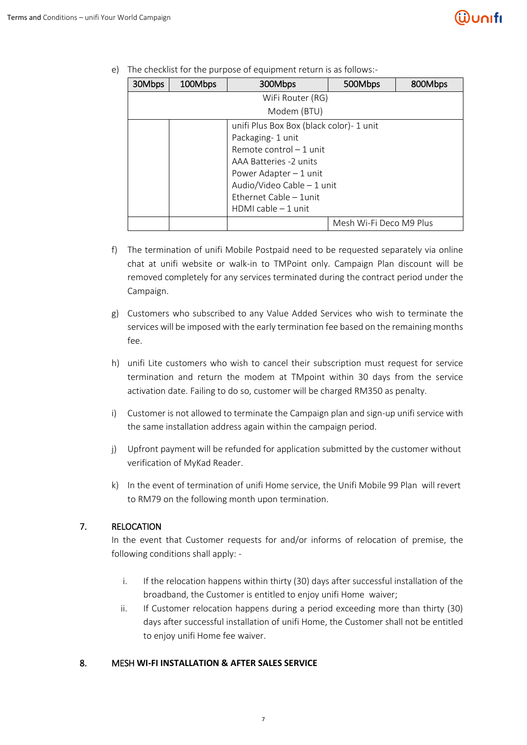e) The checklist for the purpose of equipment return is as follows:-

| 30Mbps | 100Mbps | 300Mbps | 500Mbps | 800Mbps |
|---|---|---|---|---|
| WiFi Router (RG)<br>Modem (BTU) | | | | |
| | | unifi Plus Box Box (black color)- 1 unit<br>Packaging- 1 unit<br>Remote control – 1 unit<br>AAA Batteries -2 units<br>Power Adapter – 1 unit<br>Audio/Video Cable – 1 unit<br>Ethernet Cable – 1unit<br>HDMI cable – 1 unit | | |
| | | | Mesh Wi-Fi Deco M9 Plus | |

f) The termination of unifi Mobile Postpaid need to be requested separately via online chat at unifi website or walk-in to TMPoint only. Campaign Plan discount will be removed completely for any services terminated during the contract period under the Campaign.

g) Customers who subscribed to any Value Added Services who wish to terminate the services will be imposed with the early termination fee based on the remaining months fee.

h) unifi Lite customers who wish to cancel their subscription must request for service termination and return the modem at TMpoint within 30 days from the service activation date. Failing to do so, customer will be charged RM350 as penalty.

i) Customer is not allowed to terminate the Campaign plan and sign-up unifi service with the same installation address again within the campaign period.

j) Upfront payment will be refunded for application submitted by the customer without verification of MyKad Reader.

k) In the event of termination of unifi Home service, the Unifi Mobile 99 Plan will revert to RM79 on the following month upon termination.

## 7. RELOCATION

In the event that Customer requests for and/or informs of relocation of premise, the following conditions shall apply: -

i. If the relocation happens within thirty (30) days after successful installation of the broadband, the Customer is entitled to enjoy unifi Home waiver;

ii. If Customer relocation happens during a period exceeding more than thirty (30) days after successful installation of unifi Home, the Customer shall not be entitled to enjoy unifi Home fee waiver.

## 8. MESH **WI-FI INSTALLATION & AFTER SALES SERVICE**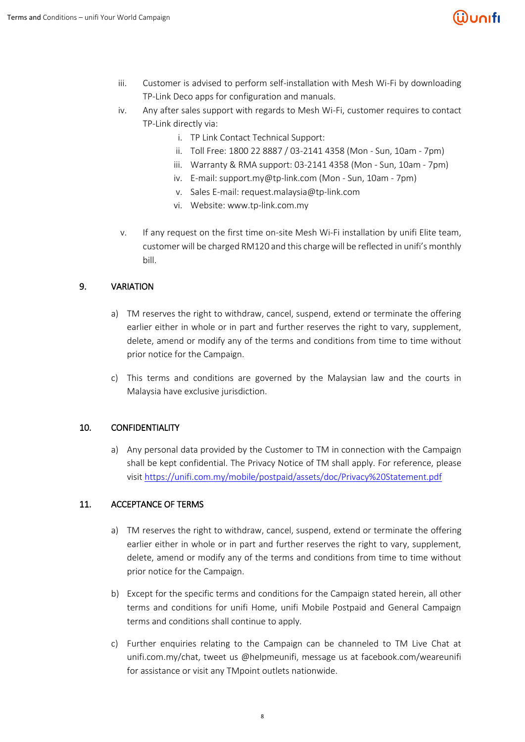iii. Customer is advised to perform self-installation with Mesh Wi-Fi by downloading TP-Link Deco apps for configuration and manuals.

iv. Any after sales support with regards to Mesh Wi-Fi, customer requires to contact TP-Link directly via:

   i. TP Link Contact Technical Support:
   ii. Toll Free: 1800 22 8887 / 03-2141 4358 (Mon - Sun, 10am - 7pm)
   iii. Warranty & RMA support: 03-2141 4358 (Mon - Sun, 10am - 7pm)
   iv. E-mail: support.my@tp-link.com (Mon - Sun, 10am - 7pm)
   v. Sales E-mail: request.malaysia@tp-link.com
   vi. Website: www.tp-link.com.my

v. If any request on the first time on-site Mesh Wi-Fi installation by unifi Elite team, customer will be charged RM120 and this charge will be reflected in unifi's monthly bill.

## 9. VARIATION

a) TM reserves the right to withdraw, cancel, suspend, extend or terminate the offering earlier either in whole or in part and further reserves the right to vary, supplement, delete, amend or modify any of the terms and conditions from time to time without prior notice for the Campaign.

c) This terms and conditions are governed by the Malaysian law and the courts in Malaysia have exclusive jurisdiction.

## 10. CONFIDENTIALITY

a) Any personal data provided by the Customer to TM in connection with the Campaign shall be kept confidential. The Privacy Notice of TM shall apply. For reference, please visit https://unifi.com.my/mobile/postpaid/assets/doc/Privacy%20Statement.pdf

## 11. ACCEPTANCE OF TERMS

a) TM reserves the right to withdraw, cancel, suspend, extend or terminate the offering earlier either in whole or in part and further reserves the right to vary, supplement, delete, amend or modify any of the terms and conditions from time to time without prior notice for the Campaign.

b) Except for the specific terms and conditions for the Campaign stated herein, all other terms and conditions for unifi Home, unifi Mobile Postpaid and General Campaign terms and conditions shall continue to apply.

c) Further enquiries relating to the Campaign can be channeled to TM Live Chat at unifi.com.my/chat, tweet us @helpmeunifi, message us at facebook.com/weareunifi for assistance or visit any TMpoint outlets nationwide.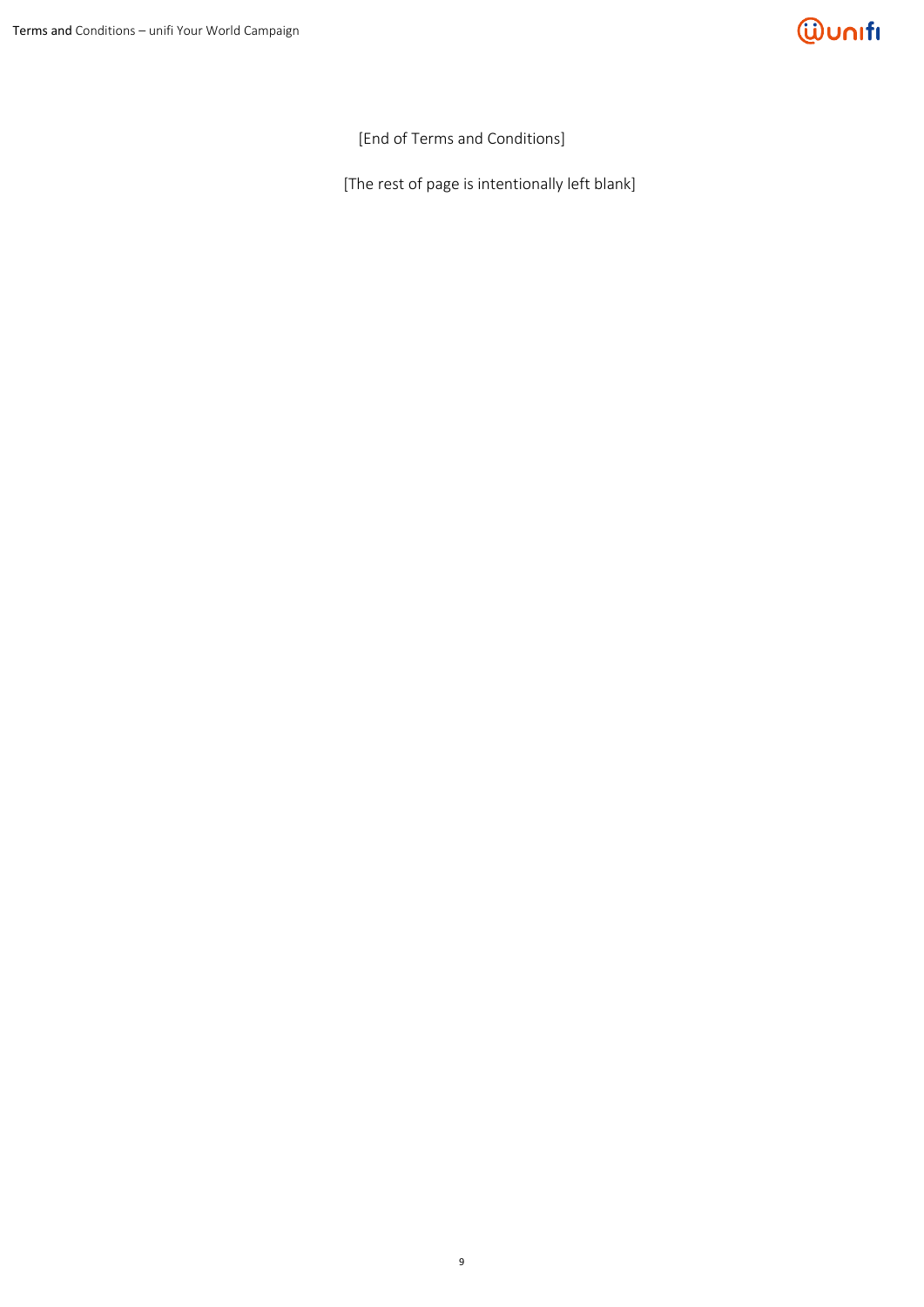[End of Terms and Conditions]

[The rest of page is intentionally left blank]